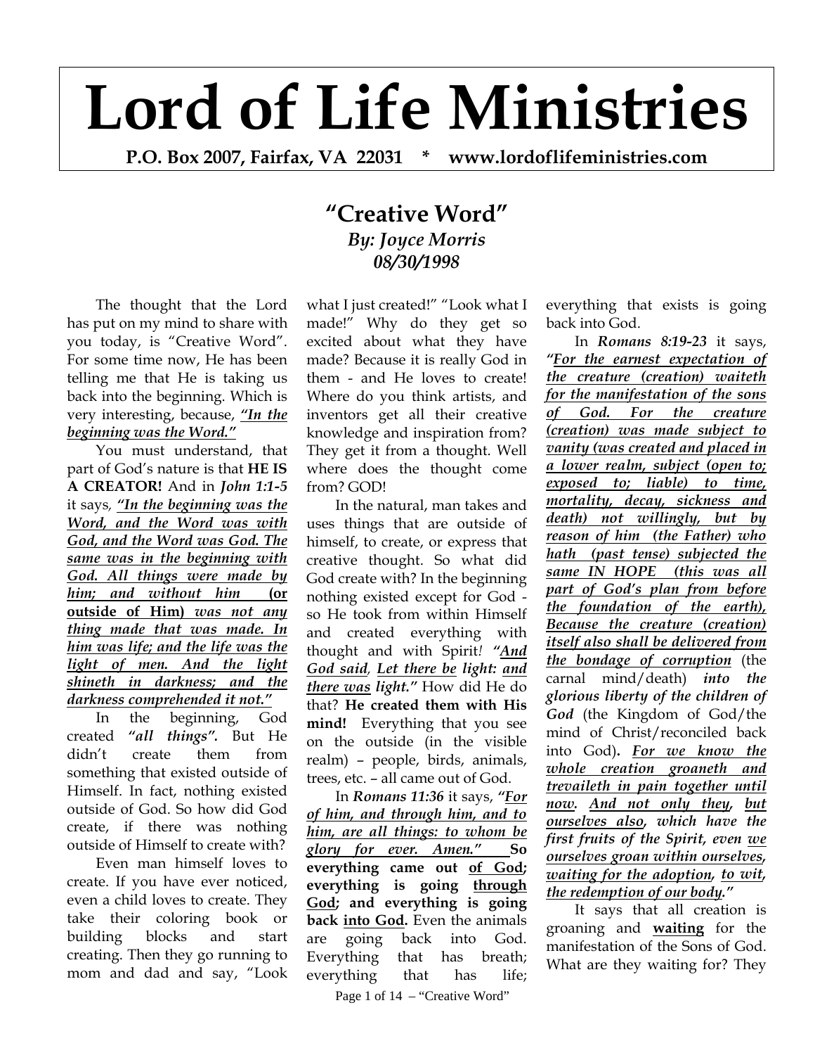# Lord of Life Ministries

**P.O. Box 2007, Fairfax, VA 22031 * www.lordoflifeministries.com**

## "Creative Word"

***By: Joyce Morris***
***08/30/1998***

The thought that the Lord has put on my mind to share with you today, is "Creative Word". For some time now, He has been telling me that He is taking us back into the beginning. Which is very interesting, because, ***"In the beginning was the Word."***

You must understand, that part of God's nature is that **HE IS A CREATOR!** And in ***John 1:1-5*** it says, ***"In the beginning was the Word, and the Word was with God, and the Word was God. The same was in the beginning with God. All things were made by him; and without him*** **(or outside of Him)** ***was not any thing made that was made. In him was life; and the life was the light of men. And the light shineth in darkness; and the darkness comprehended it not."***

In the beginning, God created ***"all things".*** But He didn't create them from something that existed outside of Himself. In fact, nothing existed outside of God. So how did God create, if there was nothing outside of Himself to create with?

Even man himself loves to create. If you have ever noticed, even a child loves to create. They take their coloring book or building blocks and start creating. Then they go running to mom and dad and say, "Look what I just created!" "Look what I made!" Why do they get so excited about what they have made? Because it is really God in them - and He loves to create! Where do you think artists, and inventors get all their creative knowledge and inspiration from? They get it from a thought. Well where does the thought come from? GOD!

In the natural, man takes and uses things that are outside of himself, to create, or express that creative thought. So what did God create with? In the beginning nothing existed except for God - so He took from within Himself and created everything with thought and with Spirit! ***"And God said, Let there be light: and there was light."*** How did He do that? **He created them with His mind!** Everything that you see on the outside (in the visible realm) – people, birds, animals, trees, etc. – all came out of God.

In ***Romans 11:36*** it says, ***"For of him, and through him, and to him, are all things: to whom be glory for ever. Amen."*** **So everything came out of God; everything is going through God; and everything is going back into God.** Even the animals are going back into God. Everything that has breath; everything that has life; everything that exists is going back into God.

In ***Romans 8:19-23*** it says, ***"For the earnest expectation of the creature (creation) waiteth for the manifestation of the sons of God. For the creature (creation) was made subject to vanity (was created and placed in a lower realm, subject (open to; exposed to; liable) to time, mortality, decay, sickness and death) not willingly, but by reason of him (the Father) who hath (past tense) subjected the same IN HOPE (this was all part of God's plan from before the foundation of the earth), Because the creature (creation) itself also shall be delivered from the bondage of corruption*** (the carnal mind/death) ***into the glorious liberty of the children of God*** (the Kingdom of God/the mind of Christ/reconciled back into God)**.** ***For we know the whole creation groaneth and trevaileth in pain together until now. And not only they, but ourselves also, which have the first fruits of the Spirit, even we ourselves groan within ourselves, waiting for the adoption, to wit, the redemption of our body."***

It says that all creation is groaning and **waiting** for the manifestation of the Sons of God. What are they waiting for? They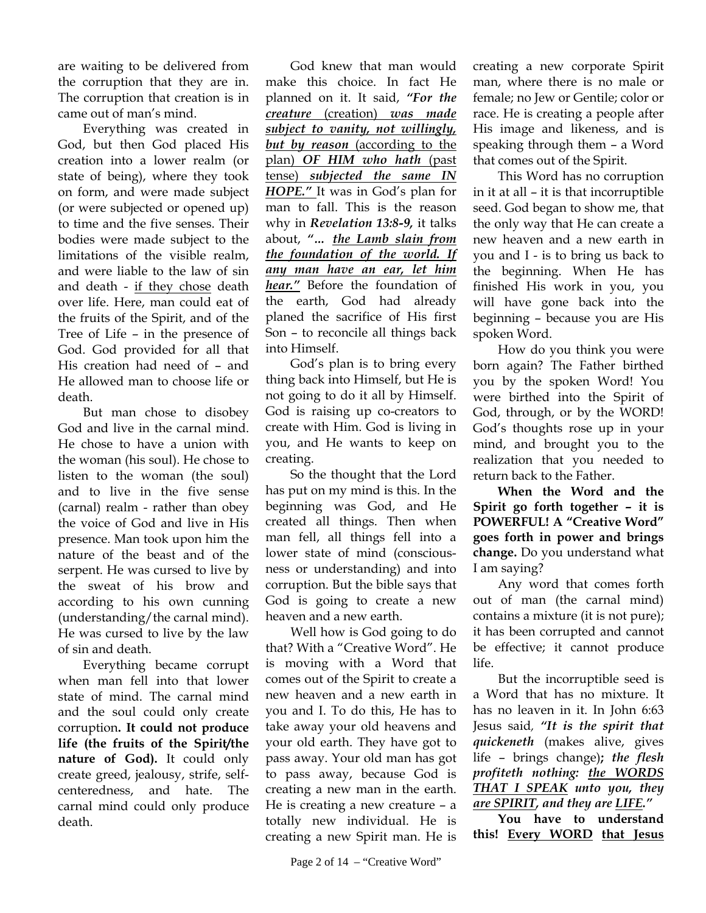are waiting to be delivered from the corruption that they are in. The corruption that creation is in came out of man's mind.

Everything was created in God, but then God placed His creation into a lower realm (or state of being), where they took on form, and were made subject (or were subjected or opened up) to time and the five senses. Their bodies were made subject to the limitations of the visible realm, and were liable to the law of sin and death - if they chose death over life. Here, man could eat of the fruits of the Spirit, and of the Tree of Life – in the presence of God. God provided for all that His creation had need of – and He allowed man to choose life or death.

But man chose to disobey God and live in the carnal mind. He chose to have a union with the woman (his soul). He chose to listen to the woman (the soul) and to live in the five sense (carnal) realm - rather than obey the voice of God and live in His presence. Man took upon him the nature of the beast and of the serpent. He was cursed to live by the sweat of his brow and according to his own cunning (understanding/the carnal mind). He was cursed to live by the law of sin and death.

Everything became corrupt when man fell into that lower state of mind. The carnal mind and the soul could only create corruption**. It could not produce life (the fruits of the Spirit/the nature of God).** It could only create greed, jealousy, strife, self-centeredness, and hate. The carnal mind could only produce death.

God knew that man would make this choice. In fact He planned on it. It said, ***"For the creature*** (creation) ***was made subject to vanity, not willingly, but by reason*** (according to the plan) ***OF HIM who hath*** (past tense) ***subjected the same IN HOPE."*** It was in God's plan for man to fall. This is the reason why in ***Revelation 13:8-9,*** it talks about, ***"… the Lamb slain from the foundation of the world. If any man have an ear, let him hear."*** Before the foundation of the earth, God had already planed the sacrifice of His first Son – to reconcile all things back into Himself.

God's plan is to bring every thing back into Himself, but He is not going to do it all by Himself. God is raising up co-creators to create with Him. God is living in you, and He wants to keep on creating.

So the thought that the Lord has put on my mind is this. In the beginning was God, and He created all things. Then when man fell, all things fell into a lower state of mind (consciousness or understanding) and into corruption. But the bible says that God is going to create a new heaven and a new earth.

Well how is God going to do that? With a "Creative Word". He is moving with a Word that comes out of the Spirit to create a new heaven and a new earth in you and I. To do this, He has to take away your old heavens and your old earth. They have got to pass away. Your old man has got to pass away, because God is creating a new man in the earth. He is creating a new creature – a totally new individual. He is creating a new Spirit man. He is creating a new corporate Spirit man, where there is no male or female; no Jew or Gentile; color or race. He is creating a people after His image and likeness, and is speaking through them – a Word that comes out of the Spirit.

This Word has no corruption in it at all – it is that incorruptible seed. God began to show me, that the only way that He can create a new heaven and a new earth in you and I - is to bring us back to the beginning. When He has finished His work in you, you will have gone back into the beginning – because you are His spoken Word.

How do you think you were born again? The Father birthed you by the spoken Word! You were birthed into the Spirit of God, through, or by the WORD! God's thoughts rose up in your mind, and brought you to the realization that you needed to return back to the Father.

**When the Word and the Spirit go forth together – it is POWERFUL! A "Creative Word" goes forth in power and brings change.** Do you understand what I am saying?

Any word that comes forth out of man (the carnal mind) contains a mixture (it is not pure); it has been corrupted and cannot be effective; it cannot produce life.

But the incorruptible seed is a Word that has no mixture. It has no leaven in it. In John 6:63 Jesus said, ***"It is the spirit that quickeneth*** (makes alive, gives life – brings change)***; the flesh profiteth nothing: the WORDS THAT I SPEAK unto you, they are SPIRIT, and they are LIFE."***

**You have to understand this! Every WORD that Jesus**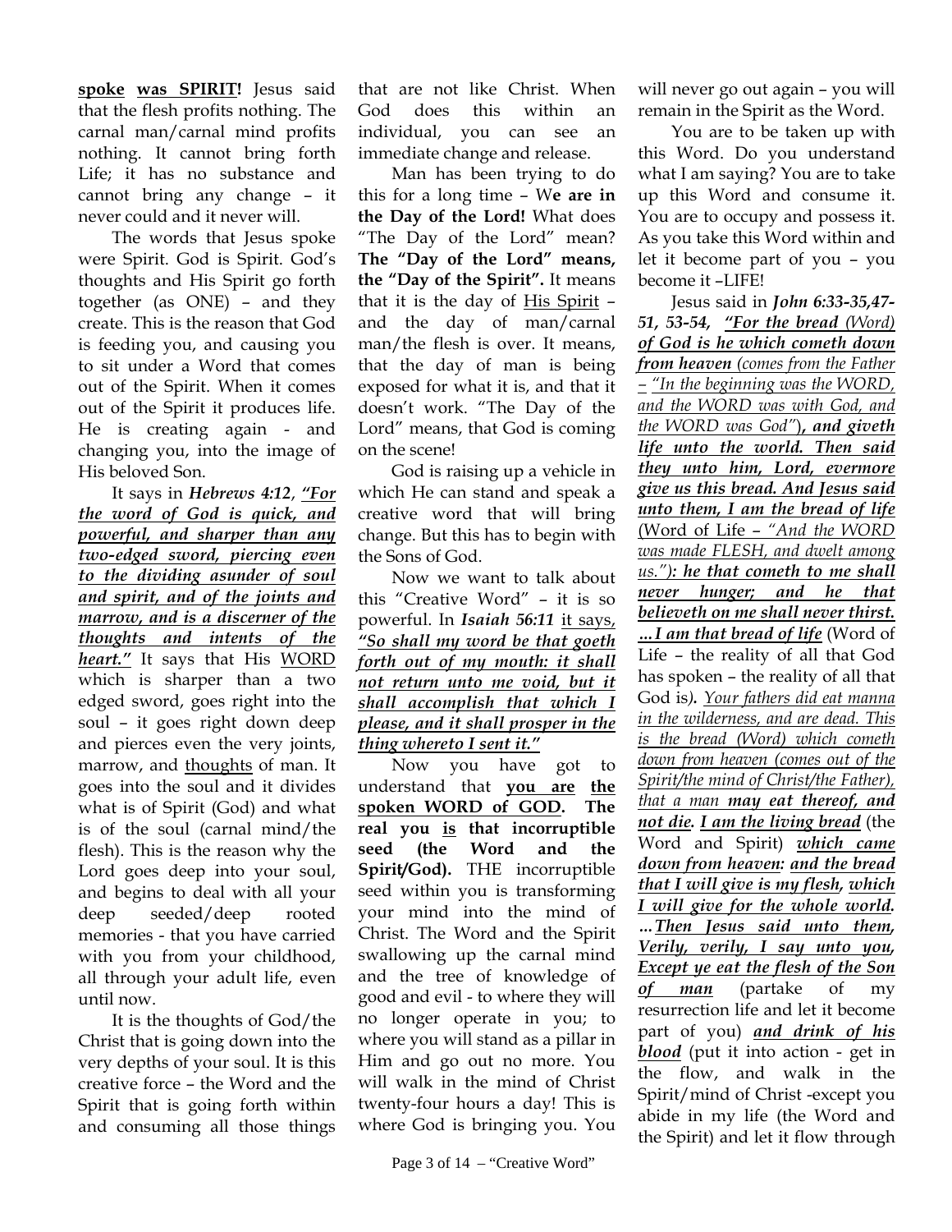**spoke was SPIRIT!** Jesus said that the flesh profits nothing. The carnal man/carnal mind profits nothing. It cannot bring forth Life; it has no substance and cannot bring any change – it never could and it never will.

The words that Jesus spoke were Spirit. God is Spirit. God's thoughts and His Spirit go forth together (as ONE) – and they create. This is the reason that God is feeding you, and causing you to sit under a Word that comes out of the Spirit. When it comes out of the Spirit it produces life. He is creating again - and changing you, into the image of His beloved Son.

It says in ***Hebrews 4:12***, ***"For the word of God is quick, and powerful, and sharper than any two-edged sword, piercing even to the dividing asunder of soul and spirit, and of the joints and marrow, and is a discerner of the thoughts and intents of the heart."*** It says that His WORD which is sharper than a two edged sword, goes right into the soul – it goes right down deep and pierces even the very joints, marrow, and thoughts of man. It goes into the soul and it divides what is of Spirit (God) and what is of the soul (carnal mind/the flesh). This is the reason why the Lord goes deep into your soul, and begins to deal with all your deep seeded/deep rooted memories - that you have carried with you from your childhood, all through your adult life, even until now.

It is the thoughts of God/the Christ that is going down into the very depths of your soul. It is this creative force – the Word and the Spirit that is going forth within and consuming all those things that are not like Christ. When God does this within an individual, you can see an immediate change and release.

Man has been trying to do this for a long time – W**e are in the Day of the Lord!** What does "The Day of the Lord" mean? **The "Day of the Lord" means, the "Day of the Spirit".** It means that it is the day of His Spirit – and the day of man/carnal man/the flesh is over. It means, that the day of man is being exposed for what it is, and that it doesn't work. "The Day of the Lord" means, that God is coming on the scene!

God is raising up a vehicle in which He can stand and speak a creative word that will bring change. But this has to begin with the Sons of God.

Now we want to talk about this "Creative Word" – it is so powerful. In ***Isaiah 56:11*** it says, ***"So shall my word be that goeth forth out of my mouth: it shall not return unto me void, but it shall accomplish that which I please, and it shall prosper in the thing whereto I sent it."***

Now you have got to understand that **you are the spoken WORD of GOD. The real you is that incorruptible seed (the Word and the Spirit/God).** THE incorruptible seed within you is transforming your mind into the mind of Christ. The Word and the Spirit swallowing up the carnal mind and the tree of knowledge of good and evil - to where they will no longer operate in you; to where you will stand as a pillar in Him and go out no more. You will walk in the mind of Christ twenty-four hours a day! This is where God is bringing you. You will never go out again – you will remain in the Spirit as the Word.

You are to be taken up with this Word. Do you understand what I am saying? You are to take up this Word and consume it. You are to occupy and possess it. As you take this Word within and let it become part of you – you become it –LIFE!

Jesus said in ***John 6:33-35,47-51, 53-54***, ***"For the bread*** *(Word)* ***of God is he which cometh down from heaven*** *(comes from the Father – "In the beginning was the WORD, and the WORD was with God, and the WORD was God")****, and giveth life unto the world. Then said they unto him, Lord, evermore give us this bread. And Jesus said unto them, I am the bread of life*** (Word of Life – *"And the WORD was made FLESH, and dwelt among us.")****: he that cometh to me shall never hunger; and he that believeth on me shall never thirst. …I am that bread of life*** (Word of Life – the reality of all that God has spoken – the reality of all that God is)***.*** *Your fathers did eat manna in the wilderness, and are dead. This is the bread (Word) which cometh down from heaven (comes out of the Spirit/the mind of Christ/the Father), that a man* ***may eat thereof, and not die. I am the living bread*** (the Word and Spirit) ***which came down from heaven: and the bread that I will give is my flesh, which I will give for the whole world. …Then Jesus said unto them, Verily, verily, I say unto you, Except ye eat the flesh of the Son of man*** (partake of my resurrection life and let it become part of you) ***and drink of his blood*** (put it into action - get in the flow, and walk in the Spirit/mind of Christ -except you abide in my life (the Word and the Spirit) and let it flow through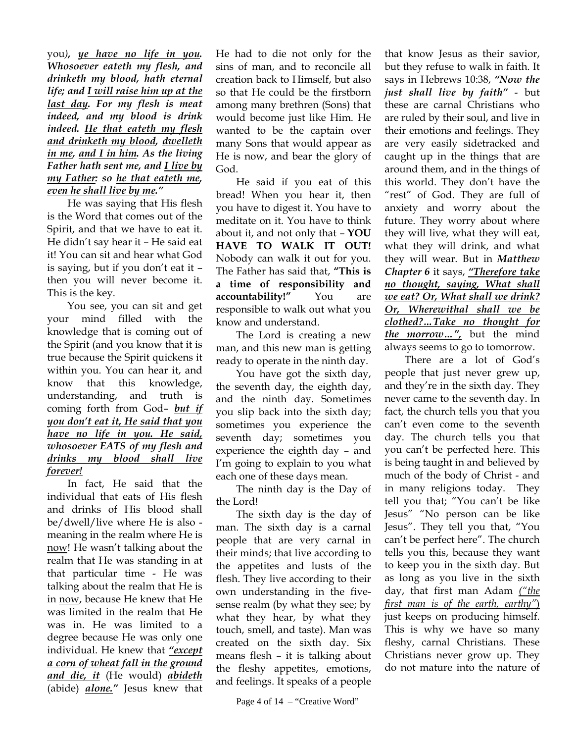you*), **ye have no life in you. Whosoever eateth my flesh, and drinketh my blood, hath eternal life; and I will raise him up at the last day. For my flesh is meat indeed, and my blood is drink indeed. He that eateth my flesh and drinketh my blood, dwelleth in me, and I in him. As the living Father hath sent me, and I live by my Father: so he that eateth me, even he shall live by me."***

He was saying that His flesh is the Word that comes out of the Spirit, and that we have to eat it. He didn't say hear it – He said eat it! You can sit and hear what God is saying, but if you don't eat it – then you will never become it. This is the key.

You see, you can sit and get your mind filled with the knowledge that is coming out of the Spirit (and you know that it is true because the Spirit quickens it within you. You can hear it, and know that this knowledge, understanding, and truth is coming forth from God– ***but if you don't eat it, He said that you have no life in you. He said, whosoever EATS of my flesh and drinks my blood shall live forever!***

In fact, He said that the individual that eats of His flesh and drinks of His blood shall be/dwell/live where He is also - meaning in the realm where He is now! He wasn't talking about the realm that He was standing in at that particular time - He was talking about the realm that He is in now, because He knew that He was limited in the realm that He was in. He was limited to a degree because He was only one individual. He knew that ***"except a corn of wheat fall in the ground and die, it*** (He would) ***abideth*** (abide) ***alone."*** Jesus knew that He had to die not only for the sins of man, and to reconcile all creation back to Himself, but also so that He could be the firstborn among many brethren (Sons) that would become just like Him. He wanted to be the captain over many Sons that would appear as He is now, and bear the glory of God.

He said if you eat of this bread! When you hear it, then you have to digest it. You have to meditate on it. You have to think about it, and not only that – **YOU HAVE TO WALK IT OUT!** Nobody can walk it out for you. The Father has said that, **"This is a time of responsibility and accountability!"** You are responsible to walk out what you know and understand.

The Lord is creating a new man, and this new man is getting ready to operate in the ninth day.

You have got the sixth day, the seventh day, the eighth day, and the ninth day. Sometimes you slip back into the sixth day; sometimes you experience the seventh day; sometimes you experience the eighth day – and I'm going to explain to you what each one of these days mean.

The ninth day is the Day of the Lord!

The sixth day is the day of man. The sixth day is a carnal people that are very carnal in their minds; that live according to the appetites and lusts of the flesh. They live according to their own understanding in the five-sense realm (by what they see; by what they hear, by what they touch, smell, and taste). Man was created on the sixth day. Six means flesh – it is talking about the fleshy appetites, emotions, and feelings. It speaks of a people that know Jesus as their savior, but they refuse to walk in faith. It says in Hebrews 10:38, ***"Now the just shall live by faith"*** - but these are carnal Christians who are ruled by their soul, and live in their emotions and feelings. They are very easily sidetracked and caught up in the things that are around them, and in the things of this world. They don't have the "rest" of God. They are full of anxiety and worry about the future. They worry about where they will live, what they will eat, what they will drink, and what they will wear. But in ***Matthew Chapter 6*** it says, ***"Therefore take no thought, saying, What shall we eat? Or, What shall we drink? Or, Wherewithal shall we be clothed?...Take no thought for the morrow...",*** but the mind always seems to go to tomorrow.

There are a lot of God's people that just never grew up, and they're in the sixth day. They never came to the seventh day. In fact, the church tells you that you can't even come to the seventh day. The church tells you that you can't be perfected here. This is being taught in and believed by much of the body of Christ - and in many religions today. They tell you that; "You can't be like Jesus" "No person can be like Jesus". They tell you that, "You can't be perfect here". The church tells you this, because they want to keep you in the sixth day. But as long as you live in the sixth day, that first man Adam *("the first man is of the earth, earthy")* just keeps on producing himself. This is why we have so many fleshy, carnal Christians. These Christians never grow up. They do not mature into the nature of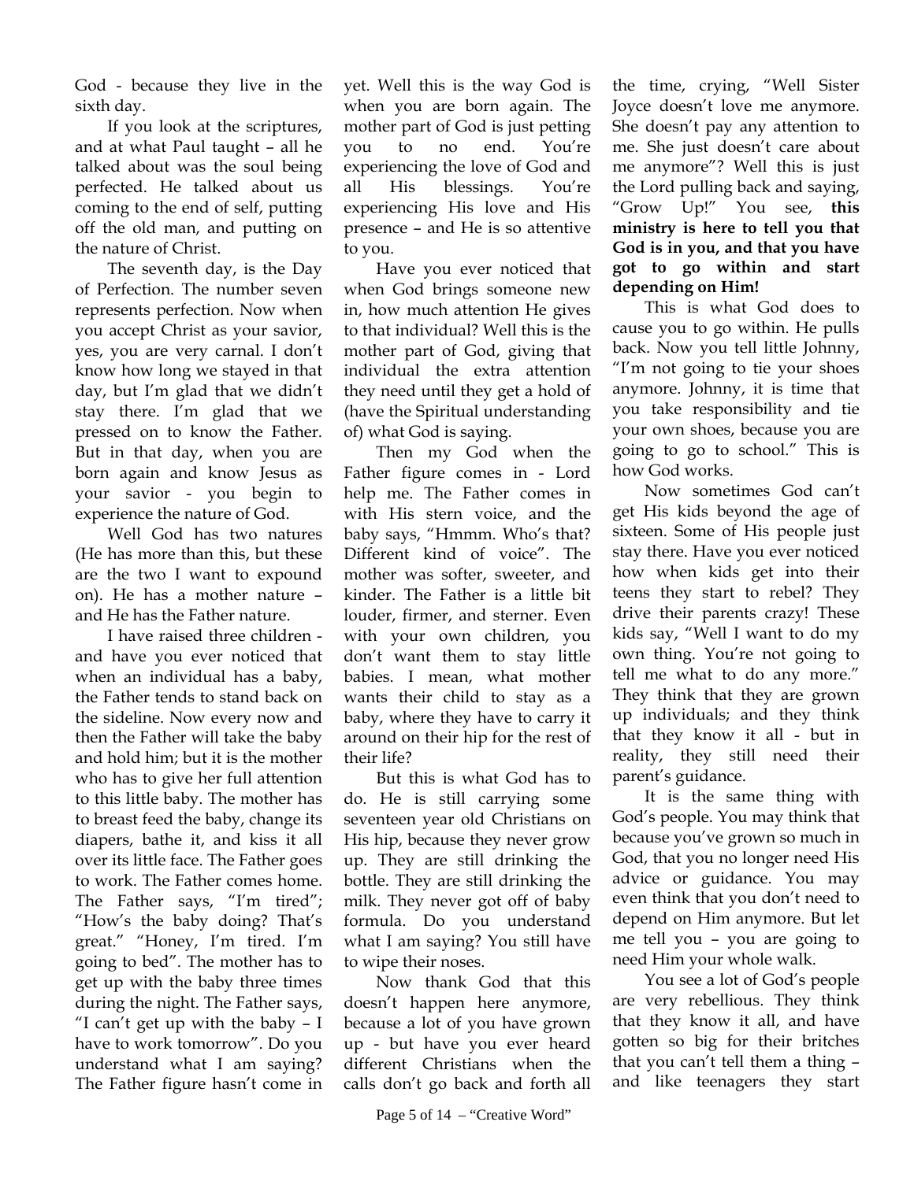God - because they live in the sixth day.

If you look at the scriptures, and at what Paul taught – all he talked about was the soul being perfected. He talked about us coming to the end of self, putting off the old man, and putting on the nature of Christ.

The seventh day, is the Day of Perfection. The number seven represents perfection. Now when you accept Christ as your savior, yes, you are very carnal. I don't know how long we stayed in that day, but I'm glad that we didn't stay there. I'm glad that we pressed on to know the Father. But in that day, when you are born again and know Jesus as your savior - you begin to experience the nature of God.

Well God has two natures (He has more than this, but these are the two I want to expound on). He has a mother nature – and He has the Father nature.

I have raised three children - and have you ever noticed that when an individual has a baby, the Father tends to stand back on the sideline. Now every now and then the Father will take the baby and hold him; but it is the mother who has to give her full attention to this little baby. The mother has to breast feed the baby, change its diapers, bathe it, and kiss it all over its little face. The Father goes to work. The Father comes home. The Father says, "I'm tired"; "How's the baby doing? That's great." "Honey, I'm tired. I'm going to bed". The mother has to get up with the baby three times during the night. The Father says, "I can't get up with the baby – I have to work tomorrow". Do you understand what I am saying? The Father figure hasn't come in yet. Well this is the way God is when you are born again. The mother part of God is just petting you to no end. You're experiencing the love of God and all His blessings. You're experiencing His love and His presence – and He is so attentive to you.

Have you ever noticed that when God brings someone new in, how much attention He gives to that individual? Well this is the mother part of God, giving that individual the extra attention they need until they get a hold of (have the Spiritual understanding of) what God is saying.

Then my God when the Father figure comes in - Lord help me. The Father comes in with His stern voice, and the baby says, "Hmmm. Who's that? Different kind of voice". The mother was softer, sweeter, and kinder. The Father is a little bit louder, firmer, and sterner. Even with your own children, you don't want them to stay little babies. I mean, what mother wants their child to stay as a baby, where they have to carry it around on their hip for the rest of their life?

But this is what God has to do. He is still carrying some seventeen year old Christians on His hip, because they never grow up. They are still drinking the bottle. They are still drinking the milk. They never got off of baby formula. Do you understand what I am saying? You still have to wipe their noses.

Now thank God that this doesn't happen here anymore, because a lot of you have grown up - but have you ever heard different Christians when the calls don't go back and forth all the time, crying, "Well Sister Joyce doesn't love me anymore. She doesn't pay any attention to me. She just doesn't care about me anymore"? Well this is just the Lord pulling back and saying, "Grow Up!" You see, **this ministry is here to tell you that God is in you, and that you have got to go within and start depending on Him!**

This is what God does to cause you to go within. He pulls back. Now you tell little Johnny, "I'm not going to tie your shoes anymore. Johnny, it is time that you take responsibility and tie your own shoes, because you are going to go to school." This is how God works.

Now sometimes God can't get His kids beyond the age of sixteen. Some of His people just stay there. Have you ever noticed how when kids get into their teens they start to rebel? They drive their parents crazy! These kids say, "Well I want to do my own thing. You're not going to tell me what to do any more." They think that they are grown up individuals; and they think that they know it all - but in reality, they still need their parent's guidance.

It is the same thing with God's people. You may think that because you've grown so much in God, that you no longer need His advice or guidance. You may even think that you don't need to depend on Him anymore. But let me tell you – you are going to need Him your whole walk.

You see a lot of God's people are very rebellious. They think that they know it all, and have gotten so big for their britches that you can't tell them a thing – and like teenagers they start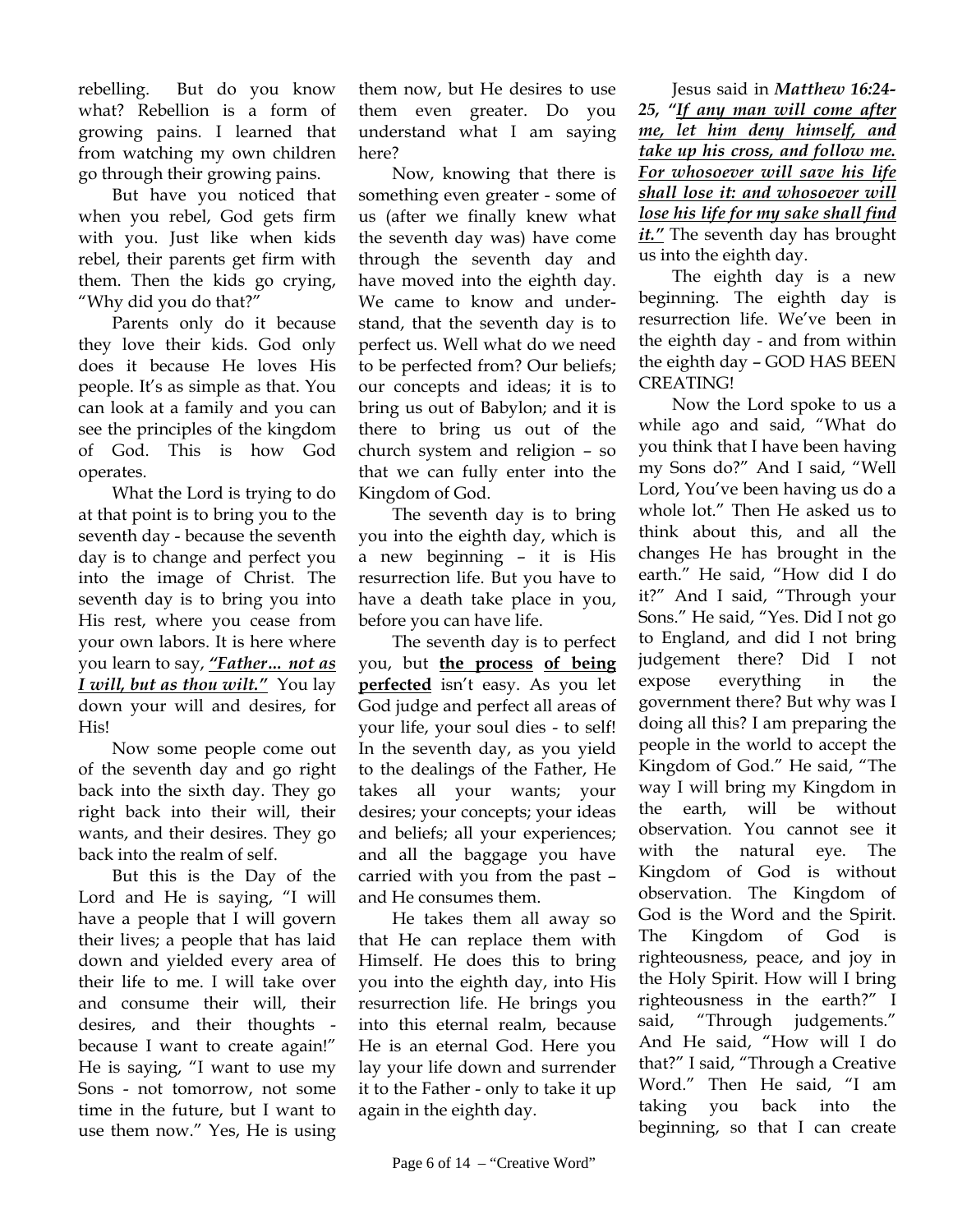rebelling. But do you know what? Rebellion is a form of growing pains. I learned that from watching my own children go through their growing pains.

But have you noticed that when you rebel, God gets firm with you. Just like when kids rebel, their parents get firm with them. Then the kids go crying, "Why did you do that?"

Parents only do it because they love their kids. God only does it because He loves His people. It's as simple as that. You can look at a family and you can see the principles of the kingdom of God. This is how God operates.

What the Lord is trying to do at that point is to bring you to the seventh day - because the seventh day is to change and perfect you into the image of Christ. The seventh day is to bring you into His rest, where you cease from your own labors. It is here where you learn to say, ***"Father... not as I will, but as thou wilt."*** You lay down your will and desires, for His!

Now some people come out of the seventh day and go right back into the sixth day. They go right back into their will, their wants, and their desires. They go back into the realm of self.

But this is the Day of the Lord and He is saying, "I will have a people that I will govern their lives; a people that has laid down and yielded every area of their life to me. I will take over and consume their will, their desires, and their thoughts - because I want to create again!" He is saying, "I want to use my Sons - not tomorrow, not some time in the future, but I want to use them now." Yes, He is using them now, but He desires to use them even greater. Do you understand what I am saying here?

Now, knowing that there is something even greater - some of us (after we finally knew what the seventh day was) have come through the seventh day and have moved into the eighth day. We came to know and understand, that the seventh day is to perfect us. Well what do we need to be perfected from? Our beliefs; our concepts and ideas; it is to bring us out of Babylon; and it is there to bring us out of the church system and religion – so that we can fully enter into the Kingdom of God.

The seventh day is to bring you into the eighth day, which is a new beginning – it is His resurrection life. But you have to have a death take place in you, before you can have life.

The seventh day is to perfect you, but **the process of being perfected** isn't easy. As you let God judge and perfect all areas of your life, your soul dies - to self! In the seventh day, as you yield to the dealings of the Father, He takes all your wants; your desires; your concepts; your ideas and beliefs; all your experiences; and all the baggage you have carried with you from the past – and He consumes them.

He takes them all away so that He can replace them with Himself. He does this to bring you into the eighth day, into His resurrection life. He brings you into this eternal realm, because He is an eternal God. Here you lay your life down and surrender it to the Father - only to take it up again in the eighth day.

Jesus said in ***Matthew 16:24-25, "If any man will come after me, let him deny himself, and take up his cross, and follow me. For whosoever will save his life shall lose it: and whosoever will lose his life for my sake shall find it."*** The seventh day has brought us into the eighth day.

The eighth day is a new beginning. The eighth day is resurrection life. We've been in the eighth day - and from within the eighth day – GOD HAS BEEN CREATING!

Now the Lord spoke to us a while ago and said, "What do you think that I have been having my Sons do?" And I said, "Well Lord, You've been having us do a whole lot." Then He asked us to think about this, and all the changes He has brought in the earth." He said, "How did I do it?" And I said, "Through your Sons." He said, "Yes. Did I not go to England, and did I not bring judgement there? Did I not expose everything in the government there? But why was I doing all this? I am preparing the people in the world to accept the Kingdom of God." He said, "The way I will bring my Kingdom in the earth, will be without observation. You cannot see it with the natural eye. The Kingdom of God is without observation. The Kingdom of God is the Word and the Spirit. The Kingdom of God is righteousness, peace, and joy in the Holy Spirit. How will I bring righteousness in the earth?" I said, "Through judgements." And He said, "How will I do that?" I said, "Through a Creative Word." Then He said, "I am taking you back into the beginning, so that I can create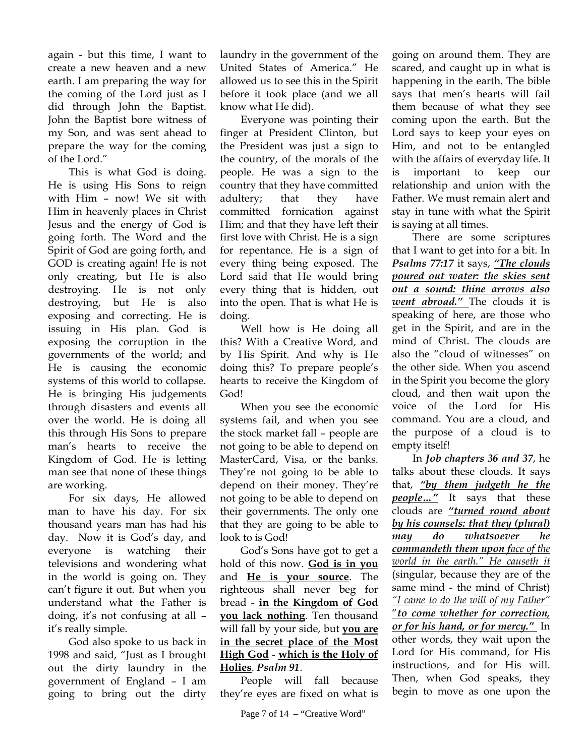again - but this time, I want to create a new heaven and a new earth. I am preparing the way for the coming of the Lord just as I did through John the Baptist. John the Baptist bore witness of my Son, and was sent ahead to prepare the way for the coming of the Lord."

This is what God is doing. He is using His Sons to reign with Him – now! We sit with Him in heavenly places in Christ Jesus and the energy of God is going forth. The Word and the Spirit of God are going forth, and GOD is creating again! He is not only creating, but He is also destroying. He is not only destroying, but He is also exposing and correcting. He is issuing in His plan. God is exposing the corruption in the governments of the world; and He is causing the economic systems of this world to collapse. He is bringing His judgements through disasters and events all over the world. He is doing all this through His Sons to prepare man's hearts to receive the Kingdom of God. He is letting man see that none of these things are working.

For six days, He allowed man to have his day. For six thousand years man has had his day. Now it is God's day, and everyone is watching their televisions and wondering what in the world is going on. They can't figure it out. But when you understand what the Father is doing, it's not confusing at all – it's really simple.

God also spoke to us back in 1998 and said, "Just as I brought out the dirty laundry in the government of England – I am going to bring out the dirty laundry in the government of the United States of America." He allowed us to see this in the Spirit before it took place (and we all know what He did).

Everyone was pointing their finger at President Clinton, but the President was just a sign to the country, of the morals of the people. He was a sign to the country that they have committed adultery; that they have committed fornication against Him; and that they have left their first love with Christ. He is a sign for repentance. He is a sign of every thing being exposed. The Lord said that He would bring every thing that is hidden, out into the open. That is what He is doing.

Well how is He doing all this? With a Creative Word, and by His Spirit. And why is He doing this? To prepare people's hearts to receive the Kingdom of God!

When you see the economic systems fail, and when you see the stock market fall – people are not going to be able to depend on MasterCard, Visa, or the banks. They're not going to be able to depend on their money. They're not going to be able to depend on their governments. The only one that they are going to be able to look to is God!

God's Sons have got to get a hold of this now. **God is in you** and **He is your source**. The righteous shall never beg for bread - **in the Kingdom of God you lack nothing**. Ten thousand will fall by your side, but **you are in the secret place of the Most High God** - **which is the Holy of Holies**. ***Psalm 91***.

People will fall because they're eyes are fixed on what is going on around them. They are scared, and caught up in what is happening in the earth. The bible says that men's hearts will fail them because of what they see coming upon the earth. But the Lord says to keep your eyes on Him, and not to be entangled with the affairs of everyday life. It is important to keep our relationship and union with the Father. We must remain alert and stay in tune with what the Spirit is saying at all times.

There are some scriptures that I want to get into for a bit. In ***Psalms 77:17*** it says, ***"The clouds poured out water: the skies sent out a sound: thine arrows also went abroad."*** The clouds it is speaking of here, are those who get in the Spirit, and are in the mind of Christ. The clouds are also the "cloud of witnesses" on the other side. When you ascend in the Spirit you become the glory cloud, and then wait upon the voice of the Lord for His command. You are a cloud, and the purpose of a cloud is to empty itself!

In ***Job chapters 36 and 37***, he talks about these clouds. It says that, ***"by them judgeth he the people…"*** It says that these clouds are ***"turned round about by his counsels: that they (plural) may do whatsoever he commandeth them upon f****ace of the world in the earth." He causeth it*** (singular, because they are of the same mind - the mind of Christ) *"I came to do the will of my Father"* "***to come whether for correction, or for his hand, or for mercy."*** In other words, they wait upon the Lord for His command, for His instructions, and for His will. Then, when God speaks, they begin to move as one upon the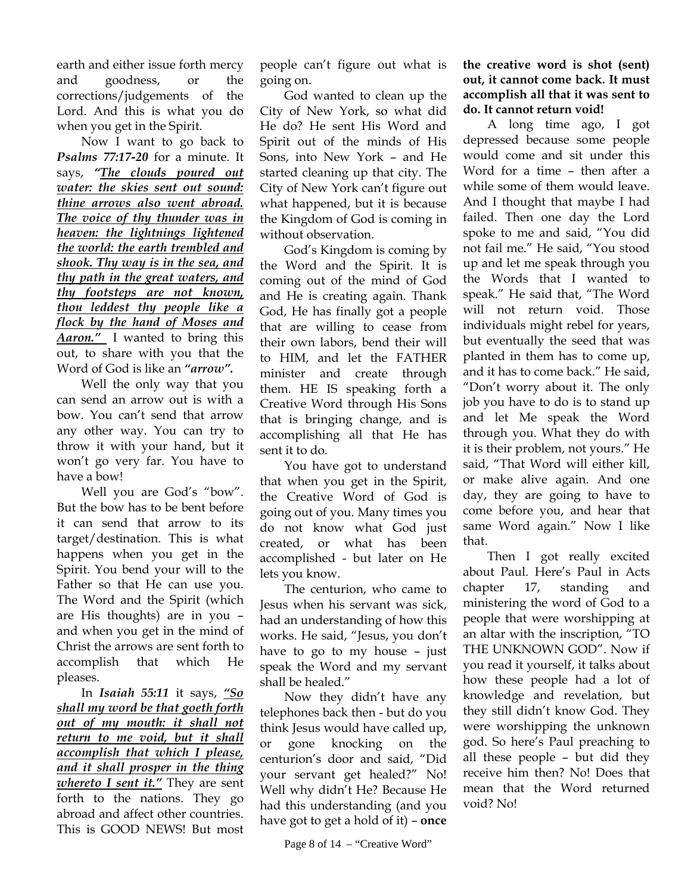earth and either issue forth mercy and goodness, or the corrections/judgements of the Lord. And this is what you do when you get in the Spirit.

Now I want to go back to ***Psalms 77:17-20*** for a minute. It says, ***"<u>The clouds poured out water: the skies sent out sound: thine arrows also went abroad. The voice of thy thunder was in heaven: the lightnings lightened the world: the earth trembled and shook. Thy way is in the sea, and thy path in the great waters, and thy footsteps are not known, thou leddest thy people like a flock by the hand of Moses and Aaron."</u>*** I wanted to bring this out, to share with you that the Word of God is like an ***"arrow"***.

Well the only way that you can send an arrow out is with a bow. You can't send that arrow any other way. You can try to throw it with your hand, but it won't go very far. You have to have a bow!

Well you are God's "bow". But the bow has to be bent before it can send that arrow to its target/destination. This is what happens when you get in the Spirit. You bend your will to the Father so that He can use you. The Word and the Spirit (which are His thoughts) are in you – and when you get in the mind of Christ the arrows are sent forth to accomplish that which He pleases.

In ***Isaiah 55:11*** it says, ***"<u>So shall my word be that goeth forth out of my mouth: it shall not return to me void, but it shall accomplish that which I please, and it shall prosper in the thing whereto I sent it."</u>*** They are sent forth to the nations. They go abroad and affect other countries. This is GOOD NEWS! But most people can't figure out what is going on.

God wanted to clean up the City of New York, so what did He do? He sent His Word and Spirit out of the minds of His Sons, into New York – and He started cleaning up that city. The City of New York can't figure out what happened, but it is because the Kingdom of God is coming in without observation.

God's Kingdom is coming by the Word and the Spirit. It is coming out of the mind of God and He is creating again. Thank God, He has finally got a people that are willing to cease from their own labors, bend their will to HIM, and let the FATHER minister and create through them. HE IS speaking forth a Creative Word through His Sons that is bringing change, and is accomplishing all that He has sent it to do.

You have got to understand that when you get in the Spirit, the Creative Word of God is going out of you. Many times you do not know what God just created, or what has been accomplished - but later on He lets you know.

The centurion, who came to Jesus when his servant was sick, had an understanding of how this works. He said, "Jesus, you don't have to go to my house – just speak the Word and my servant shall be healed."

Now they didn't have any telephones back then - but do you think Jesus would have called up, or gone knocking on the centurion's door and said, "Did your servant get healed?" No! Well why didn't He? Because He had this understanding (and you have got to get a hold of it) – **once the creative word is shot (sent) out, it cannot come back. It must accomplish all that it was sent to do. It cannot return void!**

A long time ago, I got depressed because some people would come and sit under this Word for a time – then after a while some of them would leave. And I thought that maybe I had failed. Then one day the Lord spoke to me and said, "You did not fail me." He said, "You stood up and let me speak through you the Words that I wanted to speak." He said that, "The Word will not return void. Those individuals might rebel for years, but eventually the seed that was planted in them has to come up, and it has to come back." He said, "Don't worry about it. The only job you have to do is to stand up and let Me speak the Word through you. What they do with it is their problem, not yours." He said, "That Word will either kill, or make alive again. And one day, they are going to have to come before you, and hear that same Word again." Now I like that.

Then I got really excited about Paul. Here's Paul in Acts chapter 17, standing and ministering the word of God to a people that were worshipping at an altar with the inscription, "TO THE UNKNOWN GOD". Now if you read it yourself, it talks about how these people had a lot of knowledge and revelation, but they still didn't know God. They were worshipping the unknown god. So here's Paul preaching to all these people – but did they receive him then? No! Does that mean that the Word returned void? No!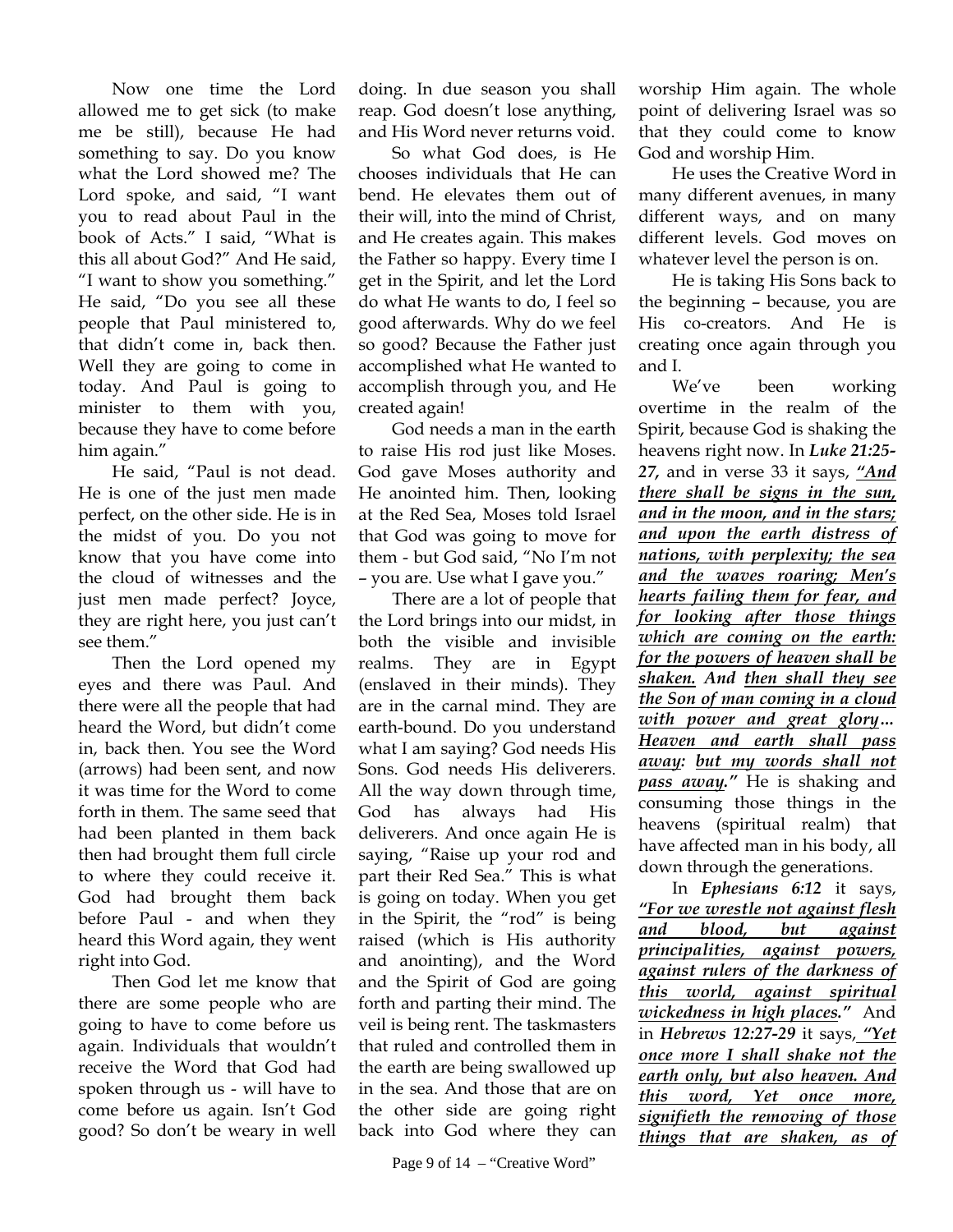Now one time the Lord allowed me to get sick (to make me be still), because He had something to say. Do you know what the Lord showed me? The Lord spoke, and said, "I want you to read about Paul in the book of Acts." I said, "What is this all about God?" And He said, "I want to show you something." He said, "Do you see all these people that Paul ministered to, that didn't come in, back then. Well they are going to come in today. And Paul is going to minister to them with you, because they have to come before him again."

He said, "Paul is not dead. He is one of the just men made perfect, on the other side. He is in the midst of you. Do you not know that you have come into the cloud of witnesses and the just men made perfect? Joyce, they are right here, you just can't see them."

Then the Lord opened my eyes and there was Paul. And there were all the people that had heard the Word, but didn't come in, back then. You see the Word (arrows) had been sent, and now it was time for the Word to come forth in them. The same seed that had been planted in them back then had brought them full circle to where they could receive it. God had brought them back before Paul - and when they heard this Word again, they went right into God.

Then God let me know that there are some people who are going to have to come before us again. Individuals that wouldn't receive the Word that God had spoken through us - will have to come before us again. Isn't God good? So don't be weary in well doing. In due season you shall reap. God doesn't lose anything, and His Word never returns void.

So what God does, is He chooses individuals that He can bend. He elevates them out of their will, into the mind of Christ, and He creates again. This makes the Father so happy. Every time I get in the Spirit, and let the Lord do what He wants to do, I feel so good afterwards. Why do we feel so good? Because the Father just accomplished what He wanted to accomplish through you, and He created again!

God needs a man in the earth to raise His rod just like Moses. God gave Moses authority and He anointed him. Then, looking at the Red Sea, Moses told Israel that God was going to move for them - but God said, "No I'm not – you are. Use what I gave you."

There are a lot of people that the Lord brings into our midst, in both the visible and invisible realms. They are in Egypt (enslaved in their minds). They are in the carnal mind. They are earth-bound. Do you understand what I am saying? God needs His Sons. God needs His deliverers. All the way down through time, God has always had His deliverers. And once again He is saying, "Raise up your rod and part their Red Sea." This is what is going on today. When you get in the Spirit, the "rod" is being raised (which is His authority and anointing), and the Word and the Spirit of God are going forth and parting their mind. The veil is being rent. The taskmasters that ruled and controlled them in the earth are being swallowed up in the sea. And those that are on the other side are going right back into God where they can worship Him again. The whole point of delivering Israel was so that they could come to know God and worship Him.

He uses the Creative Word in many different avenues, in many different ways, and on many different levels. God moves on whatever level the person is on.

He is taking His Sons back to the beginning – because, you are His co-creators. And He is creating once again through you and I.

We've been working overtime in the realm of the Spirit, because God is shaking the heavens right now. In ***Luke 21:25-27,*** and in verse 33 it says, ***"And there shall be signs in the sun, and in the moon, and in the stars; and upon the earth distress of nations, with perplexity; the sea and the waves roaring; Men's hearts failing them for fear, and for looking after those things which are coming on the earth: for the powers of heaven shall be shaken. And then shall they see the Son of man coming in a cloud with power and great glory… Heaven and earth shall pass away: but my words shall not pass away."*** He is shaking and consuming those things in the heavens (spiritual realm) that have affected man in his body, all down through the generations.

In ***Ephesians 6:12*** it says, ***"For we wrestle not against flesh and blood, but against principalities, against powers, against rulers of the darkness of this world, against spiritual wickedness in high places."*** And in ***Hebrews 12:27-29*** it says, ***"Yet once more I shall shake not the earth only, but also heaven. And this word, Yet once more, signifieth the removing of those things that are shaken, as of***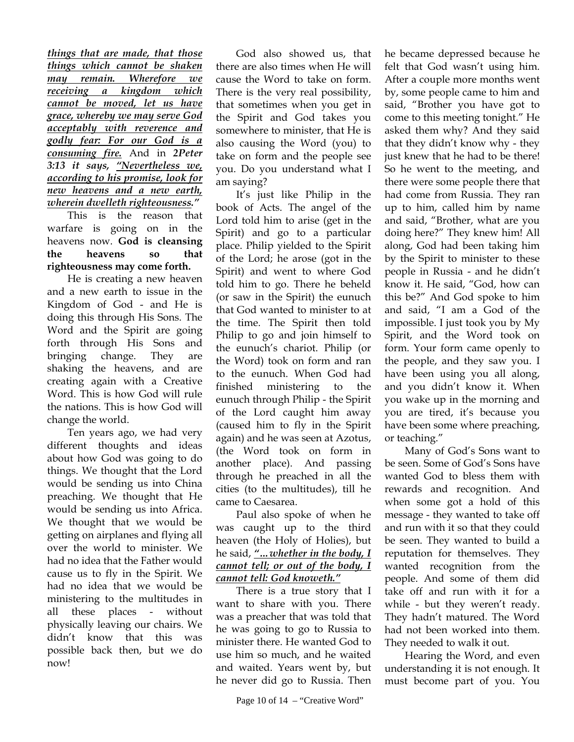***things that are made, that those things which cannot be shaken may remain. Wherefore we receiving a kingdom which cannot be moved, let us have grace, whereby we may serve God acceptably with reverence and godly fear: For our God is a consuming fire.*** And in ***2Peter 3:13 it says, "Nevertheless we, according to his promise, look for new heavens and a new earth, wherein dwelleth righteousness."***

This is the reason that warfare is going on in the heavens now. **God is cleansing the heavens so that righteousness may come forth.**

He is creating a new heaven and a new earth to issue in the Kingdom of God - and He is doing this through His Sons. The Word and the Spirit are going forth through His Sons and bringing change. They are shaking the heavens, and are creating again with a Creative Word. This is how God will rule the nations. This is how God will change the world.

Ten years ago, we had very different thoughts and ideas about how God was going to do things. We thought that the Lord would be sending us into China preaching. We thought that He would be sending us into Africa. We thought that we would be getting on airplanes and flying all over the world to minister. We had no idea that the Father would cause us to fly in the Spirit. We had no idea that we would be ministering to the multitudes in all these places - without physically leaving our chairs. We didn't know that this was possible back then, but we do now!

God also showed us, that there are also times when He will cause the Word to take on form. There is the very real possibility, that sometimes when you get in the Spirit and God takes you somewhere to minister, that He is also causing the Word (you) to take on form and the people see you. Do you understand what I am saying?

It's just like Philip in the book of Acts. The angel of the Lord told him to arise (get in the Spirit) and go to a particular place. Philip yielded to the Spirit of the Lord; he arose (got in the Spirit) and went to where God told him to go. There he beheld (or saw in the Spirit) the eunuch that God wanted to minister to at the time. The Spirit then told Philip to go and join himself to the eunuch's chariot. Philip (or the Word) took on form and ran to the eunuch. When God had finished ministering to the eunuch through Philip - the Spirit of the Lord caught him away (caused him to fly in the Spirit again) and he was seen at Azotus, (the Word took on form in another place). And passing through he preached in all the cities (to the multitudes), till he came to Caesarea.

Paul also spoke of when he was caught up to the third heaven (the Holy of Holies), but he said, ***"...whether in the body, I cannot tell; or out of the body, I cannot tell: God knoweth."***

There is a true story that I want to share with you. There was a preacher that was told that he was going to go to Russia to minister there. He wanted God to use him so much, and he waited and waited. Years went by, but he never did go to Russia. Then he became depressed because he felt that God wasn't using him. After a couple more months went by, some people came to him and said, "Brother you have got to come to this meeting tonight." He asked them why? And they said that they didn't know why - they just knew that he had to be there! So he went to the meeting, and there were some people there that had come from Russia. They ran up to him, called him by name and said, "Brother, what are you doing here?" They knew him! All along, God had been taking him by the Spirit to minister to these people in Russia - and he didn't know it. He said, "God, how can this be?" And God spoke to him and said, "I am a God of the impossible. I just took you by My Spirit, and the Word took on form. Your form came openly to the people, and they saw you. I have been using you all along, and you didn't know it. When you wake up in the morning and you are tired, it's because you have been some where preaching, or teaching."

Many of God's Sons want to be seen. Some of God's Sons have wanted God to bless them with rewards and recognition. And when some got a hold of this message - they wanted to take off and run with it so that they could be seen. They wanted to build a reputation for themselves. They wanted recognition from the people. And some of them did take off and run with it for a while - but they weren't ready. They hadn't matured. The Word had not been worked into them. They needed to walk it out.

Hearing the Word, and even understanding it is not enough. It must become part of you. You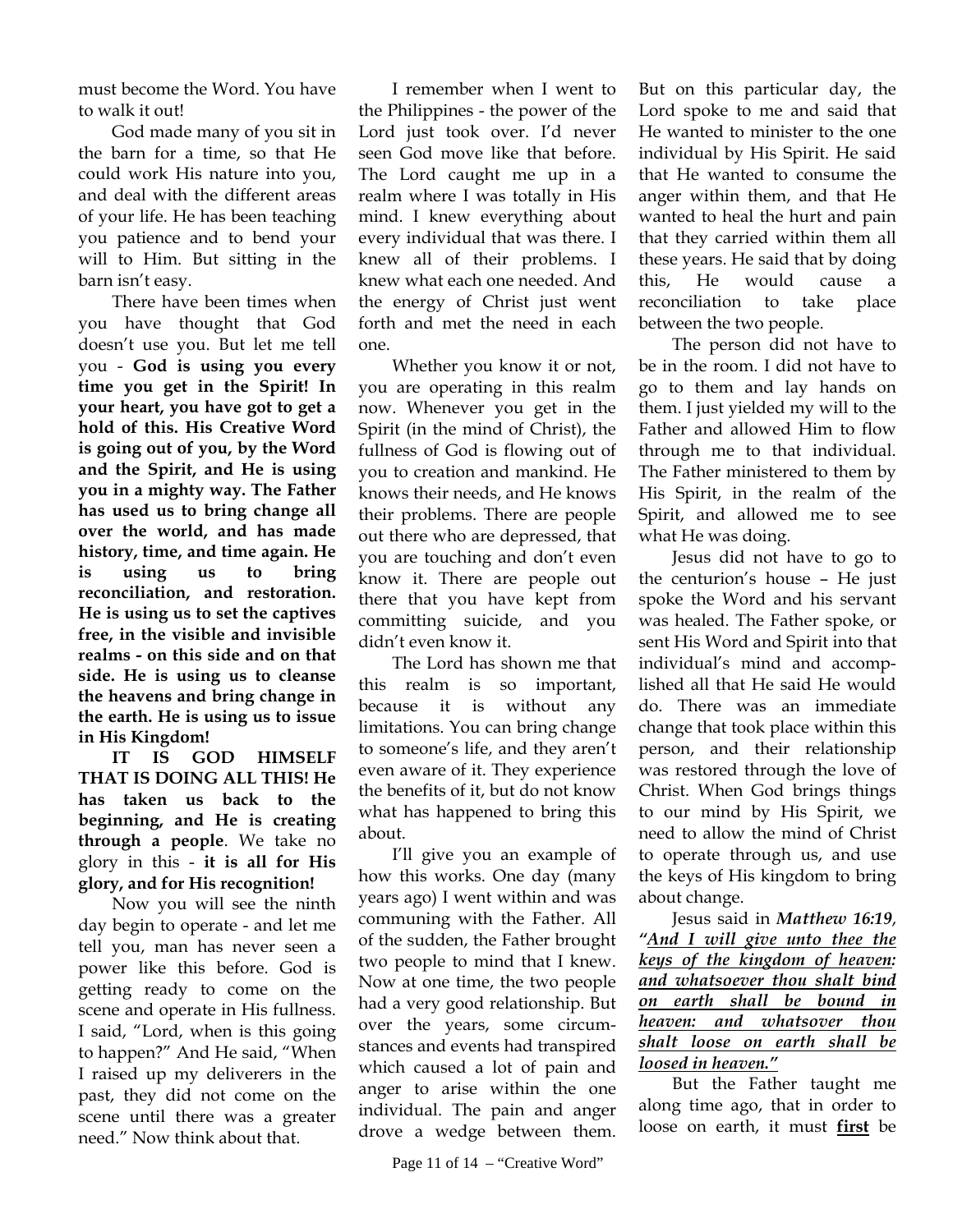must become the Word. You have to walk it out!

God made many of you sit in the barn for a time, so that He could work His nature into you, and deal with the different areas of your life. He has been teaching you patience and to bend your will to Him. But sitting in the barn isn't easy.

There have been times when you have thought that God doesn't use you. But let me tell you - **God is using you every time you get in the Spirit! In your heart, you have got to get a hold of this. His Creative Word is going out of you, by the Word and the Spirit, and He is using you in a mighty way. The Father has used us to bring change all over the world, and has made history, time, and time again. He is using us to bring reconciliation, and restoration. He is using us to set the captives free, in the visible and invisible realms - on this side and on that side. He is using us to cleanse the heavens and bring change in the earth. He is using us to issue in His Kingdom!**

**IT IS GOD HIMSELF THAT IS DOING ALL THIS! He has taken us back to the beginning, and He is creating through a people**. We take no glory in this - **it is all for His glory, and for His recognition!**

Now you will see the ninth day begin to operate - and let me tell you, man has never seen a power like this before. God is getting ready to come on the scene and operate in His fullness. I said, "Lord, when is this going to happen?" And He said, "When I raised up my deliverers in the past, they did not come on the scene until there was a greater need." Now think about that.

I remember when I went to the Philippines - the power of the Lord just took over. I'd never seen God move like that before. The Lord caught me up in a realm where I was totally in His mind. I knew everything about every individual that was there. I knew all of their problems. I knew what each one needed. And the energy of Christ just went forth and met the need in each one.

Whether you know it or not, you are operating in this realm now. Whenever you get in the Spirit (in the mind of Christ), the fullness of God is flowing out of you to creation and mankind. He knows their needs, and He knows their problems. There are people out there who are depressed, that you are touching and don't even know it. There are people out there that you have kept from committing suicide, and you didn't even know it.

The Lord has shown me that this realm is so important, because it is without any limitations. You can bring change to someone's life, and they aren't even aware of it. They experience the benefits of it, but do not know what has happened to bring this about.

I'll give you an example of how this works. One day (many years ago) I went within and was communing with the Father. All of the sudden, the Father brought two people to mind that I knew. Now at one time, the two people had a very good relationship. But over the years, some circumstances and events had transpired which caused a lot of pain and anger to arise within the one individual. The pain and anger drove a wedge between them. But on this particular day, the Lord spoke to me and said that He wanted to minister to the one individual by His Spirit. He said that He wanted to consume the anger within them, and that He wanted to heal the hurt and pain that they carried within them all these years. He said that by doing this, He would cause a reconciliation to take place between the two people.

The person did not have to be in the room. I did not have to go to them and lay hands on them. I just yielded my will to the Father and allowed Him to flow through me to that individual. The Father ministered to them by His Spirit, in the realm of the Spirit, and allowed me to see what He was doing.

Jesus did not have to go to the centurion's house – He just spoke the Word and his servant was healed. The Father spoke, or sent His Word and Spirit into that individual's mind and accomplished all that He said He would do. There was an immediate change that took place within this person, and their relationship was restored through the love of Christ. When God brings things to our mind by His Spirit, we need to allow the mind of Christ to operate through us, and use the keys of His kingdom to bring about change.

Jesus said in ***Matthew 16:19***, ***"<u>And I will give unto thee the keys of the kingdom of heaven: and whatsoever thou shalt bind on earth shall be bound in heaven: and whatsover thou shalt loose on earth shall be loosed in heaven.</u>"***

But the Father taught me along time ago, that in order to loose on earth, it must **<u>first</u>** be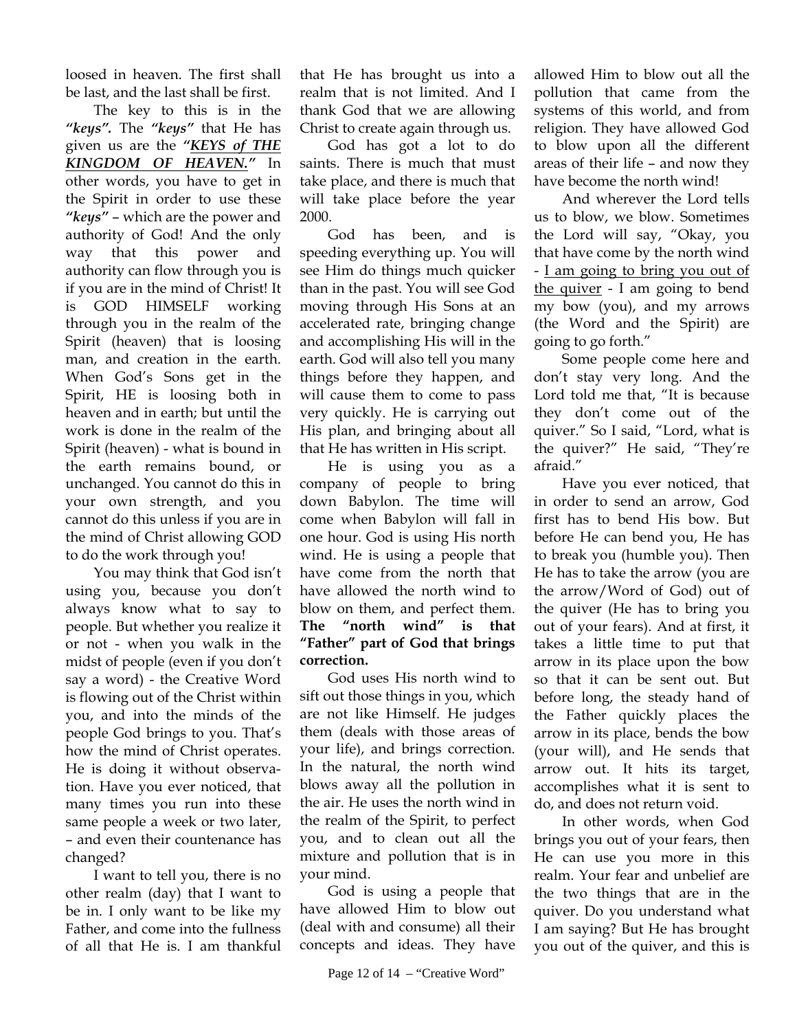loosed in heaven. The first shall be last, and the last shall be first.

The key to this is in the ***"keys".*** The ***"keys"*** that He has given us are the ***"KEYS of THE KINGDOM OF HEAVEN."*** In other words, you have to get in the Spirit in order to use these ***"keys"*** – which are the power and authority of God! And the only way that this power and authority can flow through you is if you are in the mind of Christ! It is GOD HIMSELF working through you in the realm of the Spirit (heaven) that is loosing man, and creation in the earth. When God's Sons get in the Spirit, HE is loosing both in heaven and in earth; but until the work is done in the realm of the Spirit (heaven) - what is bound in the earth remains bound, or unchanged. You cannot do this in your own strength, and you cannot do this unless if you are in the mind of Christ allowing GOD to do the work through you!

You may think that God isn't using you, because you don't always know what to say to people. But whether you realize it or not - when you walk in the midst of people (even if you don't say a word) - the Creative Word is flowing out of the Christ within you, and into the minds of the people God brings to you. That's how the mind of Christ operates. He is doing it without observation. Have you ever noticed, that many times you run into these same people a week or two later, – and even their countenance has changed?

I want to tell you, there is no other realm (day) that I want to be in. I only want to be like my Father, and come into the fullness of all that He is. I am thankful that He has brought us into a realm that is not limited. And I thank God that we are allowing Christ to create again through us.

God has got a lot to do saints. There is much that must take place, and there is much that will take place before the year 2000.

God has been, and is speeding everything up. You will see Him do things much quicker than in the past. You will see God moving through His Sons at an accelerated rate, bringing change and accomplishing His will in the earth. God will also tell you many things before they happen, and will cause them to come to pass very quickly. He is carrying out His plan, and bringing about all that He has written in His script.

He is using you as a company of people to bring down Babylon. The time will come when Babylon will fall in one hour. God is using His north wind. He is using a people that have come from the north that have allowed the north wind to blow on them, and perfect them. **The "north wind" is that "Father" part of God that brings correction.**

God uses His north wind to sift out those things in you, which are not like Himself. He judges them (deals with those areas of your life), and brings correction. In the natural, the north wind blows away all the pollution in the air. He uses the north wind in the realm of the Spirit, to perfect you, and to clean out all the mixture and pollution that is in your mind.

God is using a people that have allowed Him to blow out (deal with and consume) all their concepts and ideas. They have allowed Him to blow out all the pollution that came from the systems of this world, and from religion. They have allowed God to blow upon all the different areas of their life – and now they have become the north wind!

And wherever the Lord tells us to blow, we blow. Sometimes the Lord will say, "Okay, you that have come by the north wind - <u>I am going to bring you out of the quiver</u> - I am going to bend my bow (you), and my arrows (the Word and the Spirit) are going to go forth."

Some people come here and don't stay very long. And the Lord told me that, "It is because they don't come out of the quiver." So I said, "Lord, what is the quiver?" He said, "They're afraid."

Have you ever noticed, that in order to send an arrow, God first has to bend His bow. But before He can bend you, He has to break you (humble you). Then He has to take the arrow (you are the arrow/Word of God) out of the quiver (He has to bring you out of your fears). And at first, it takes a little time to put that arrow in its place upon the bow so that it can be sent out. But before long, the steady hand of the Father quickly places the arrow in its place, bends the bow (your will), and He sends that arrow out. It hits its target, accomplishes what it is sent to do, and does not return void.

In other words, when God brings you out of your fears, then He can use you more in this realm. Your fear and unbelief are the two things that are in the quiver. Do you understand what I am saying? But He has brought you out of the quiver, and this is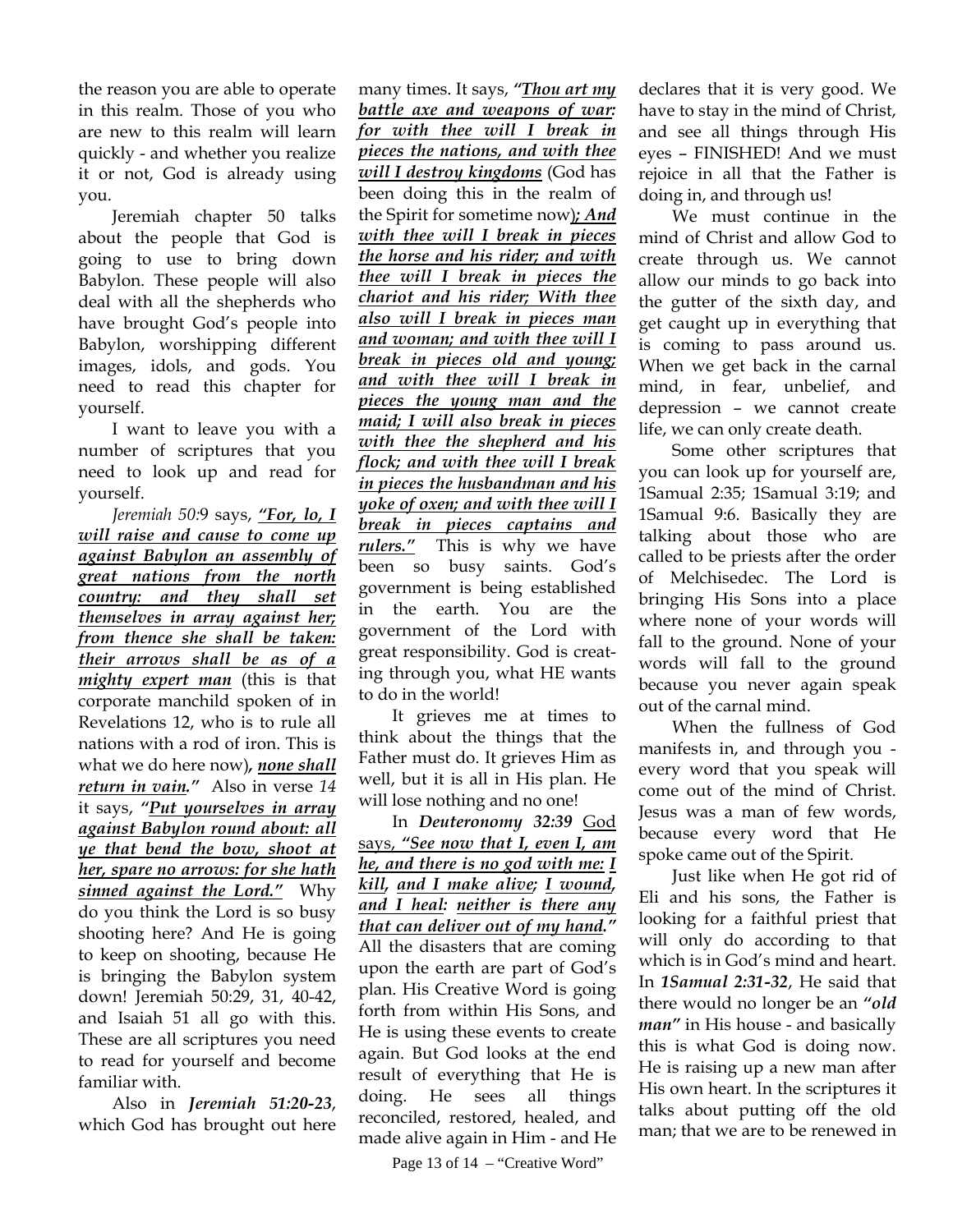the reason you are able to operate in this realm. Those of you who are new to this realm will learn quickly - and whether you realize it or not, God is already using you.

Jeremiah chapter 50 talks about the people that God is going to use to bring down Babylon. These people will also deal with all the shepherds who have brought God's people into Babylon, worshipping different images, idols, and gods. You need to read this chapter for yourself.

I want to leave you with a number of scriptures that you need to look up and read for yourself.

*Jeremiah 50:9* says, ***"For, lo, I will raise and cause to come up against Babylon an assembly of great nations from the north country: and they shall set themselves in array against her; from thence she shall be taken: their arrows shall be as of a mighty expert man*** (this is that corporate manchild spoken of in Revelations 12, who is to rule all nations with a rod of iron. This is what we do here now), ***none shall return in vain."*** Also in verse *14* it says, ***"Put yourselves in array against Babylon round about: all ye that bend the bow, shoot at her, spare no arrows: for she hath sinned against the Lord."*** Why do you think the Lord is so busy shooting here? And He is going to keep on shooting, because He is bringing the Babylon system down! Jeremiah 50:29, 31, 40-42, and Isaiah 51 all go with this. These are all scriptures you need to read for yourself and become familiar with.

Also in ***Jeremiah 51:20-23***, which God has brought out here many times. It says, ***"Thou art my battle axe and weapons of war: for with thee will I break in pieces the nations, and with thee will I destroy kingdoms*** (God has been doing this in the realm of the Spirit for sometime now)***; And with thee will I break in pieces the horse and his rider; and with thee will I break in pieces the chariot and his rider; With thee also will I break in pieces man and woman; and with thee will I break in pieces old and young; and with thee will I break in pieces the young man and the maid; I will also break in pieces with thee the shepherd and his flock; and with thee will I break in pieces the husbandman and his yoke of oxen; and with thee will I break in pieces captains and rulers."*** This is why we have been so busy saints. God's government is being established in the earth. You are the government of the Lord with great responsibility. God is creating through you, what HE wants to do in the world!

It grieves me at times to think about the things that the Father must do. It grieves Him as well, but it is all in His plan. He will lose nothing and no one!

In ***Deuteronomy 32:39*** God says, ***"See now that I, even I, am he, and there is no god with me: I kill, and I make alive; I wound, and I heal: neither is there any that can deliver out of my hand."*** All the disasters that are coming upon the earth are part of God's plan. His Creative Word is going forth from within His Sons, and He is using these events to create again. But God looks at the end result of everything that He is doing. He sees all things reconciled, restored, healed, and made alive again in Him - and He declares that it is very good. We have to stay in the mind of Christ, and see all things through His eyes – FINISHED! And we must rejoice in all that the Father is doing in, and through us!

We must continue in the mind of Christ and allow God to create through us. We cannot allow our minds to go back into the gutter of the sixth day, and get caught up in everything that is coming to pass around us. When we get back in the carnal mind, in fear, unbelief, and depression – we cannot create life, we can only create death.

Some other scriptures that you can look up for yourself are, 1Samual 2:35; 1Samual 3:19; and 1Samual 9:6. Basically they are talking about those who are called to be priests after the order of Melchisedec. The Lord is bringing His Sons into a place where none of your words will fall to the ground. None of your words will fall to the ground because you never again speak out of the carnal mind.

When the fullness of God manifests in, and through you - every word that you speak will come out of the mind of Christ. Jesus was a man of few words, because every word that He spoke came out of the Spirit.

Just like when He got rid of Eli and his sons, the Father is looking for a faithful priest that will only do according to that which is in God's mind and heart. In ***1Samual 2:31-32***, He said that there would no longer be an ***"old man"*** in His house - and basically this is what God is doing now. He is raising up a new man after His own heart. In the scriptures it talks about putting off the old man; that we are to be renewed in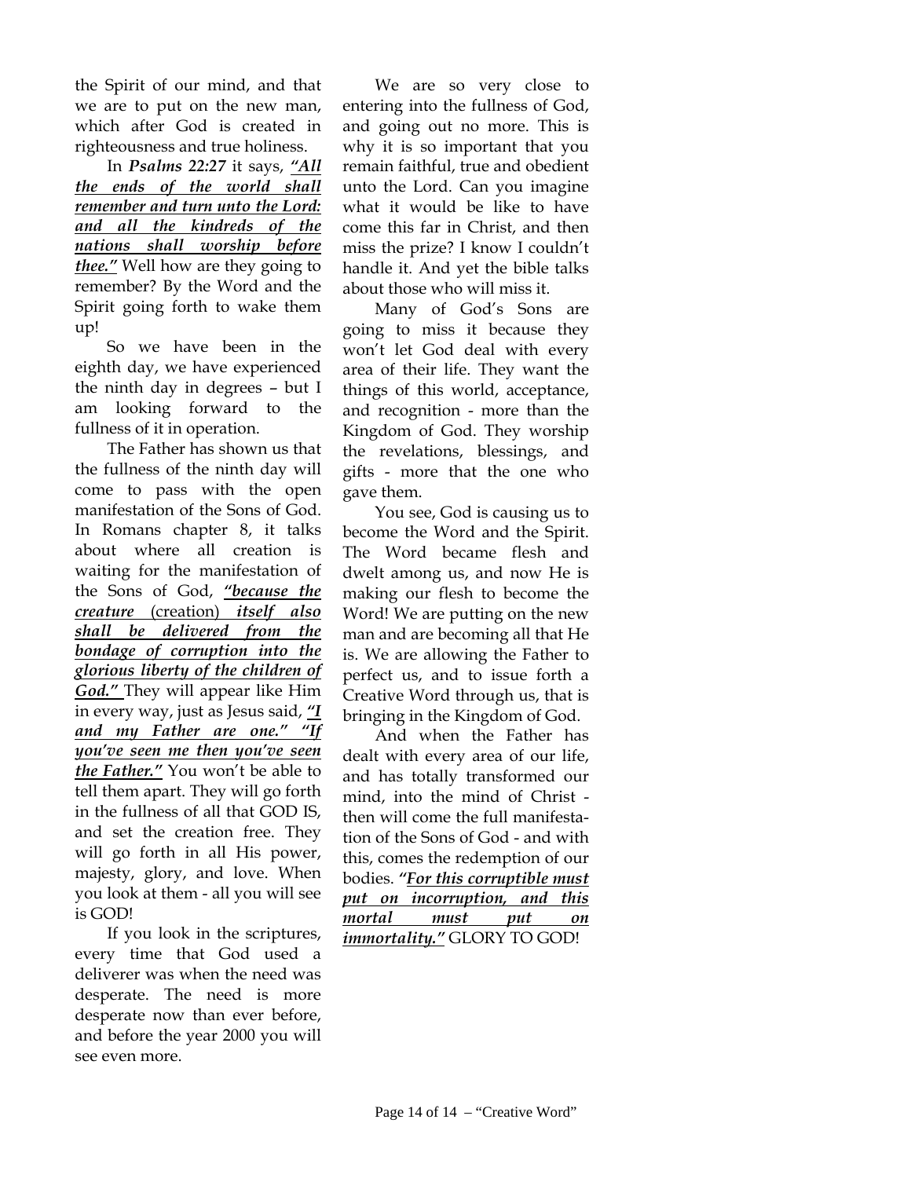the Spirit of our mind, and that we are to put on the new man, which after God is created in righteousness and true holiness.

In ***Psalms 22:27*** it says, ***"All the ends of the world shall remember and turn unto the Lord: and all the kindreds of the nations shall worship before thee."*** Well how are they going to remember? By the Word and the Spirit going forth to wake them up!

So we have been in the eighth day, we have experienced the ninth day in degrees – but I am looking forward to the fullness of it in operation.

The Father has shown us that the fullness of the ninth day will come to pass with the open manifestation of the Sons of God. In Romans chapter 8, it talks about where all creation is waiting for the manifestation of the Sons of God, ***"because the creature*** (creation) ***itself also shall be delivered from the bondage of corruption into the glorious liberty of the children of God."*** They will appear like Him in every way, just as Jesus said, ***"I and my Father are one." "If you've seen me then you've seen the Father."*** You won't be able to tell them apart. They will go forth in the fullness of all that GOD IS, and set the creation free. They will go forth in all His power, majesty, glory, and love. When you look at them - all you will see is GOD!

If you look in the scriptures, every time that God used a deliverer was when the need was desperate. The need is more desperate now than ever before, and before the year 2000 you will see even more.

We are so very close to entering into the fullness of God, and going out no more. This is why it is so important that you remain faithful, true and obedient unto the Lord. Can you imagine what it would be like to have come this far in Christ, and then miss the prize? I know I couldn't handle it. And yet the bible talks about those who will miss it.

Many of God's Sons are going to miss it because they won't let God deal with every area of their life. They want the things of this world, acceptance, and recognition - more than the Kingdom of God. They worship the revelations, blessings, and gifts - more that the one who gave them.

You see, God is causing us to become the Word and the Spirit. The Word became flesh and dwelt among us, and now He is making our flesh to become the Word! We are putting on the new man and are becoming all that He is. We are allowing the Father to perfect us, and to issue forth a Creative Word through us, that is bringing in the Kingdom of God.

And when the Father has dealt with every area of our life, and has totally transformed our mind, into the mind of Christ - then will come the full manifestation of the Sons of God - and with this, comes the redemption of our bodies. ***"For this corruptible must put on incorruption, and this mortal must put on immortality."*** GLORY TO GOD!